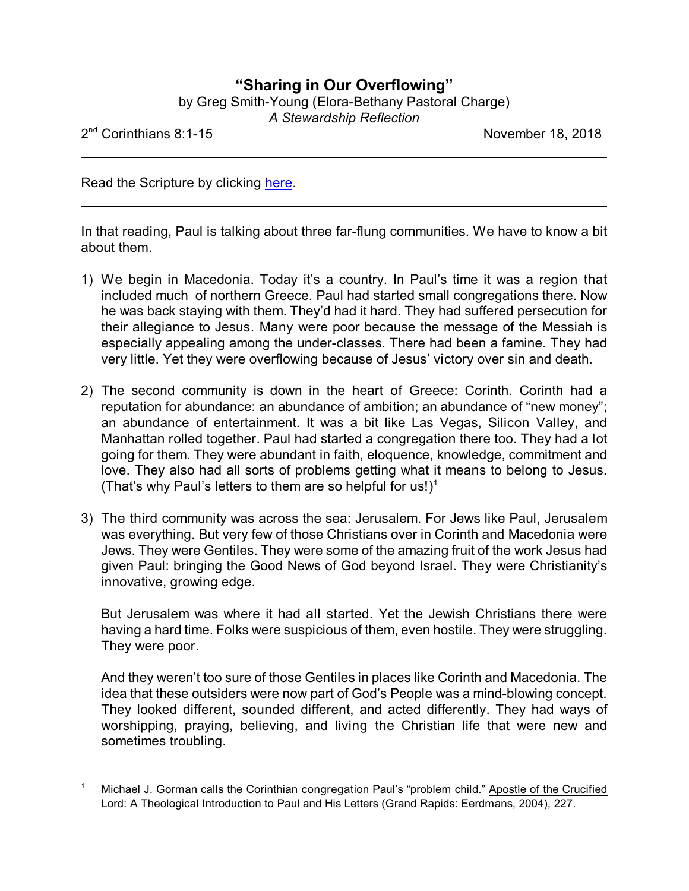# "Sharing in Our Overflowing"

by Greg Smith-Young (Elora-Bethany Pastoral Charge)

*A Stewardship Reflection*

2nd Corinthians 8:1-15 November 18, 2018

---

Read the Scripture by clicking here.

---

In that reading, Paul is talking about three far-flung communities. We have to know a bit about them.

1) We begin in Macedonia. Today it's a country. In Paul's time it was a region that included much of northern Greece. Paul had started small congregations there. Now he was back staying with them. They'd had it hard. They had suffered persecution for their allegiance to Jesus. Many were poor because the message of the Messiah is especially appealing among the under-classes. There had been a famine. They had very little. Yet they were overflowing because of Jesus' victory over sin and death.

2) The second community is down in the heart of Greece: Corinth. Corinth had a reputation for abundance: an abundance of ambition; an abundance of "new money"; an abundance of entertainment. It was a bit like Las Vegas, Silicon Valley, and Manhattan rolled together. Paul had started a congregation there too. They had a lot going for them. They were abundant in faith, eloquence, knowledge, commitment and love. They also had all sorts of problems getting what it means to belong to Jesus. (That's why Paul's letters to them are so helpful for us!)[1]

3) The third community was across the sea: Jerusalem. For Jews like Paul, Jerusalem was everything. But very few of those Christians over in Corinth and Macedonia were Jews. They were Gentiles. They were some of the amazing fruit of the work Jesus had given Paul: bringing the Good News of God beyond Israel. They were Christianity's innovative, growing edge.

   But Jerusalem was where it had all started. Yet the Jewish Christians there were having a hard time. Folks were suspicious of them, even hostile. They were struggling. They were poor.

   And they weren't too sure of those Gentiles in places like Corinth and Macedonia. The idea that these outsiders were now part of God's People was a mind-blowing concept. They looked different, sounded different, and acted differently. They had ways of worshipping, praying, believing, and living the Christian life that were new and sometimes troubling.

---

[1] Michael J. Gorman calls the Corinthian congregation Paul's "problem child." Apostle of the Crucified Lord: A Theological Introduction to Paul and His Letters (Grand Rapids: Eerdmans, 2004), 227.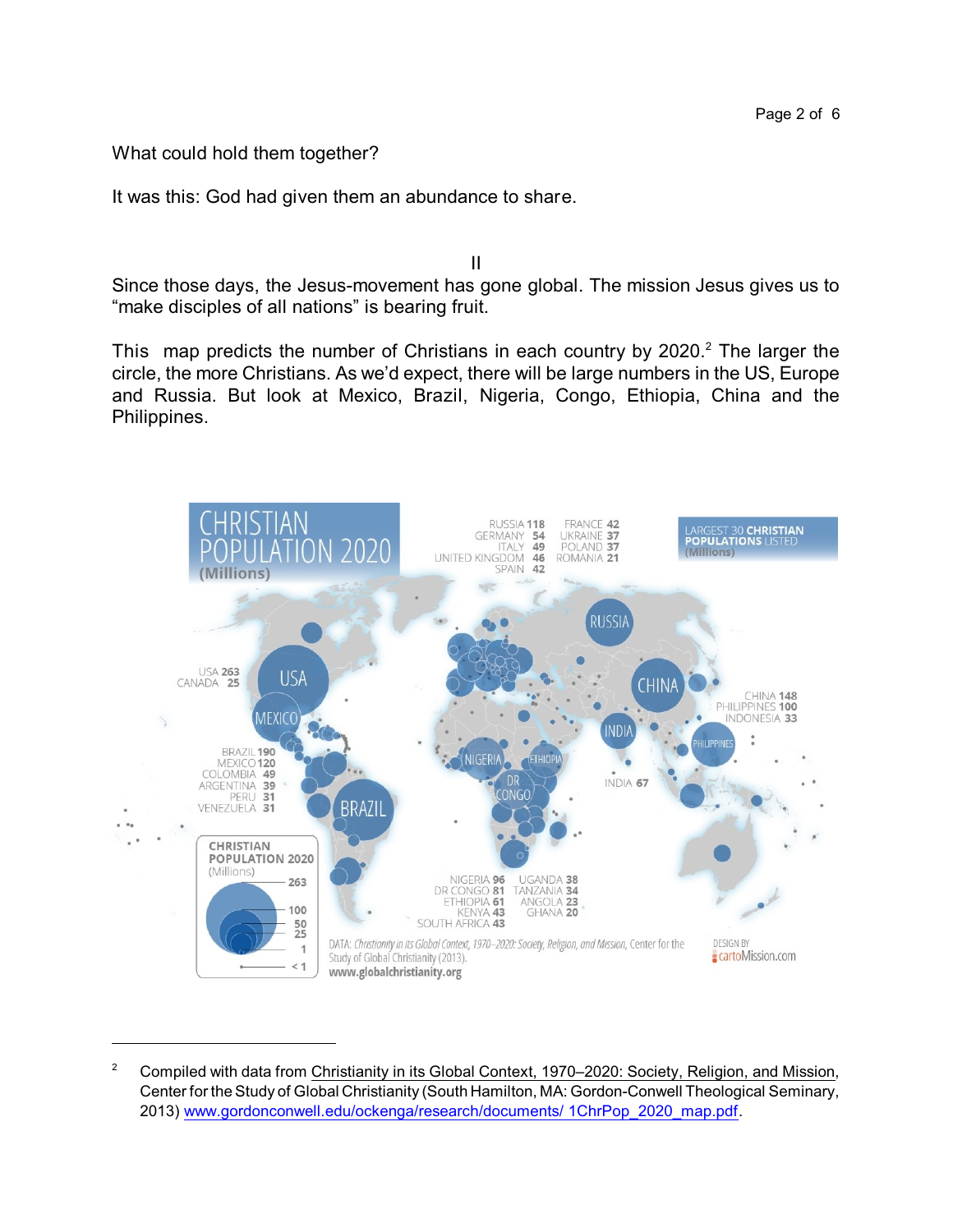What could hold them together?

It was this: God had given them an abundance to share.

II

Since those days, the Jesus-movement has gone global. The mission Jesus gives us to “make disciples of all nations” is bearing fruit.

This map predicts the number of Christians in each country by 2020.[2] The larger the circle, the more Christians. As we’d expect, there will be large numbers in the US, Europe and Russia. But look at Mexico, Brazil, Nigeria, Congo, Ethiopia, China and the Philippines.

CHRISTIAN POPULATION 2020 (Millions)

LARGEST 30 CHRISTIAN POPULATIONS LISTED (Millions)

RUSSIA 118, GERMANY 54, ITALY 49, UNITED KINGDOM 46, SPAIN 42, FRANCE 42, UKRAINE 37, POLAND 37, ROMANIA 21

USA 263, CANADA 25

BRAZIL 190, MEXICO 120, COLOMBIA 49, ARGENTINA 39, PERU 31, VENEZUELA 31

CHINA 148, PHILIPPINES 100, INDONESIA 33

INDIA 67

NIGERIA 96, DR CONGO 81, ETHIOPIA 61, KENYA 43, SOUTH AFRICA 43, UGANDA 38, TANZANIA 34, ANGOLA 23, GHANA 20

CHRISTIAN POPULATION 2020 (Millions): 263, 100, 50, 25, 1, < 1

DATA: *Christianity in its Global Context, 1970–2020: Society, Religion, and Mission*, Center for the Study of Global Christianity (2013). www.globalchristianity.org

DESIGN BY cartoMission.com

---

[2] Compiled with data from Christianity in its Global Context, 1970–2020: Society, Religion, and Mission, Center for the Study of Global Christianity (South Hamilton, MA: Gordon-Conwell Theological Seminary, 2013) www.gordonconwell.edu/ockenga/research/documents/ 1ChrPop_2020_map.pdf.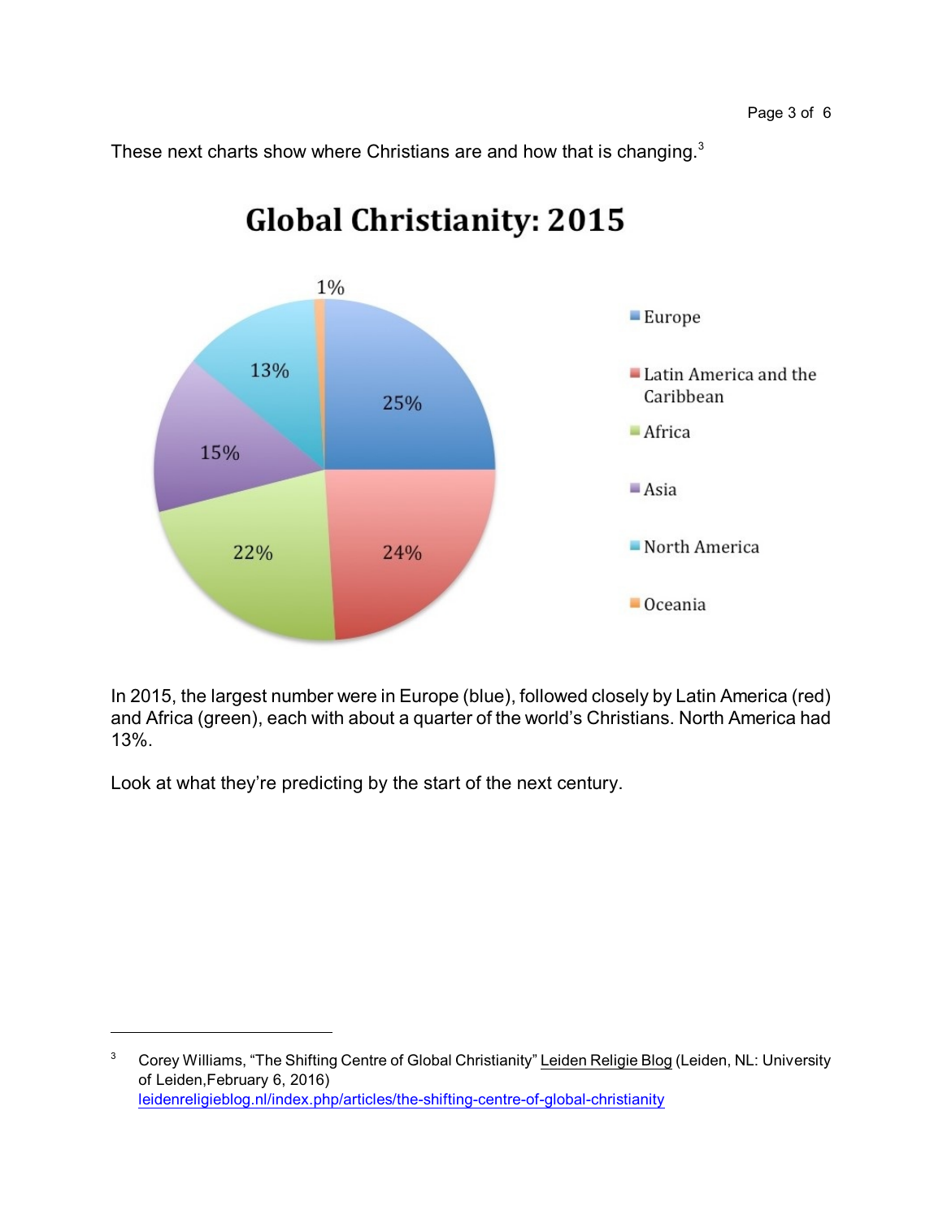These next charts show where Christians are and how that is changing.[3]

## Global Christianity: 2015

| Region | Share |
|---|---|
| Europe | 25% |
| Latin America and the Caribbean | 24% |
| Africa | 22% |
| Asia | 15% |
| North America | 13% |
| Oceania | 1% |

In 2015, the largest number were in Europe (blue), followed closely by Latin America (red) and Africa (green), each with about a quarter of the world's Christians. North America had 13%.

Look at what they're predicting by the start of the next century.

---

[3] Corey Williams, "The Shifting Centre of Global Christianity" Leiden Religie Blog (Leiden, NL: University of Leiden,February 6, 2016) leidenreligieblog.nl/index.php/articles/the-shifting-centre-of-global-christianity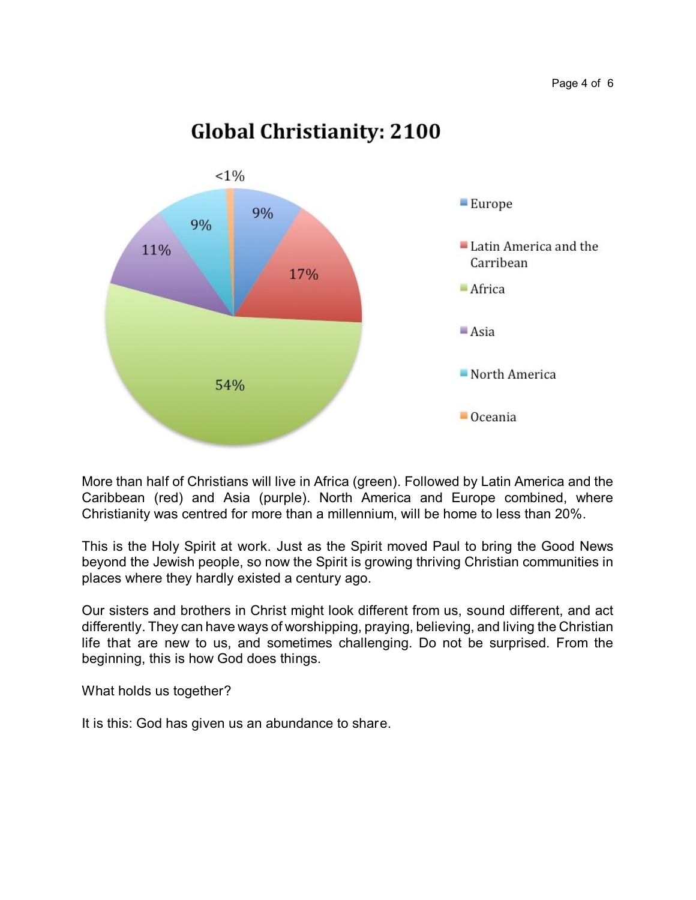## Global Christianity: 2100

| Region | Share |
| --- | --- |
| Europe | 9% |
| Latin America and the Carribean | 17% |
| Africa | 54% |
| Asia | 11% |
| North America | 9% |
| Oceania | <1% |

More than half of Christians will live in Africa (green). Followed by Latin America and the Caribbean (red) and Asia (purple). North America and Europe combined, where Christianity was centred for more than a millennium, will be home to less than 20%.

This is the Holy Spirit at work. Just as the Spirit moved Paul to bring the Good News beyond the Jewish people, so now the Spirit is growing thriving Christian communities in places where they hardly existed a century ago.

Our sisters and brothers in Christ might look different from us, sound different, and act differently. They can have ways of worshipping, praying, believing, and living the Christian life that are new to us, and sometimes challenging. Do not be surprised. From the beginning, this is how God does things.

What holds us together?

It is this: God has given us an abundance to share.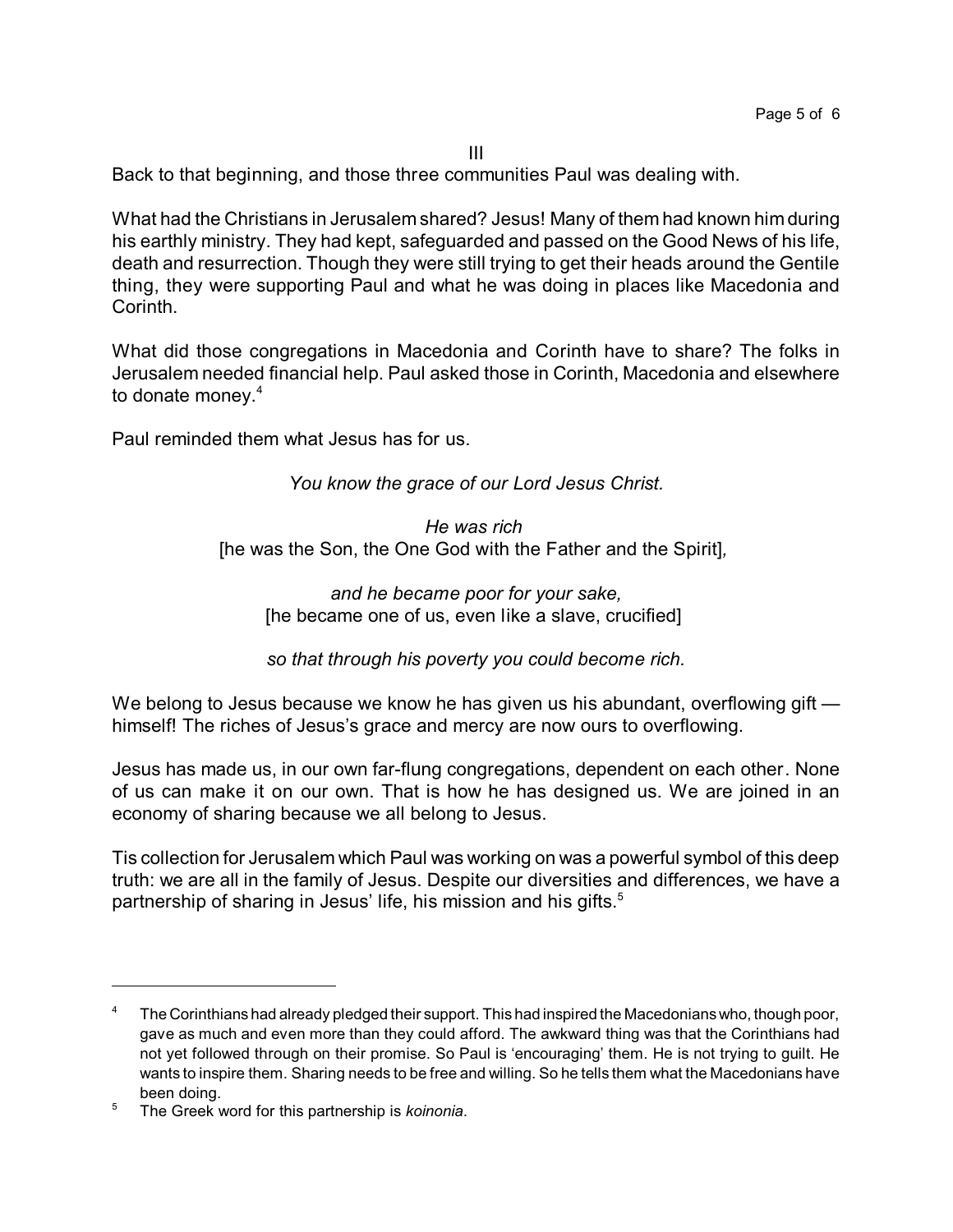III

Back to that beginning, and those three communities Paul was dealing with.

What had the Christians in Jerusalem shared? Jesus! Many of them had known him during his earthly ministry. They had kept, safeguarded and passed on the Good News of his life, death and resurrection. Though they were still trying to get their heads around the Gentile thing, they were supporting Paul and what he was doing in places like Macedonia and Corinth.

What did those congregations in Macedonia and Corinth have to share? The folks in Jerusalem needed financial help. Paul asked those in Corinth, Macedonia and elsewhere to donate money.[4]

Paul reminded them what Jesus has for us.

*You know the grace of our Lord Jesus Christ.*

*He was rich*
[he was the Son, the One God with the Father and the Spirit]*,*

*and he became poor for your sake,*
[he became one of us, even like a slave, crucified]

*so that through his poverty you could become rich.*

We belong to Jesus because we know he has given us his abundant, overflowing gift — himself! The riches of Jesus's grace and mercy are now ours to overflowing.

Jesus has made us, in our own far-flung congregations, dependent on each other. None of us can make it on our own. That is how he has designed us. We are joined in an economy of sharing because we all belong to Jesus.

Tis collection for Jerusalem which Paul was working on was a powerful symbol of this deep truth: we are all in the family of Jesus. Despite our diversities and differences, we have a partnership of sharing in Jesus' life, his mission and his gifts.[5]

---

[4] The Corinthians had already pledged their support. This had inspired the Macedonians who, though poor, gave as much and even more than they could afford. The awkward thing was that the Corinthians had not yet followed through on their promise. So Paul is 'encouraging' them. He is not trying to guilt. He wants to inspire them. Sharing needs to be free and willing. So he tells them what the Macedonians have been doing.

[5] The Greek word for this partnership is *koinonia*.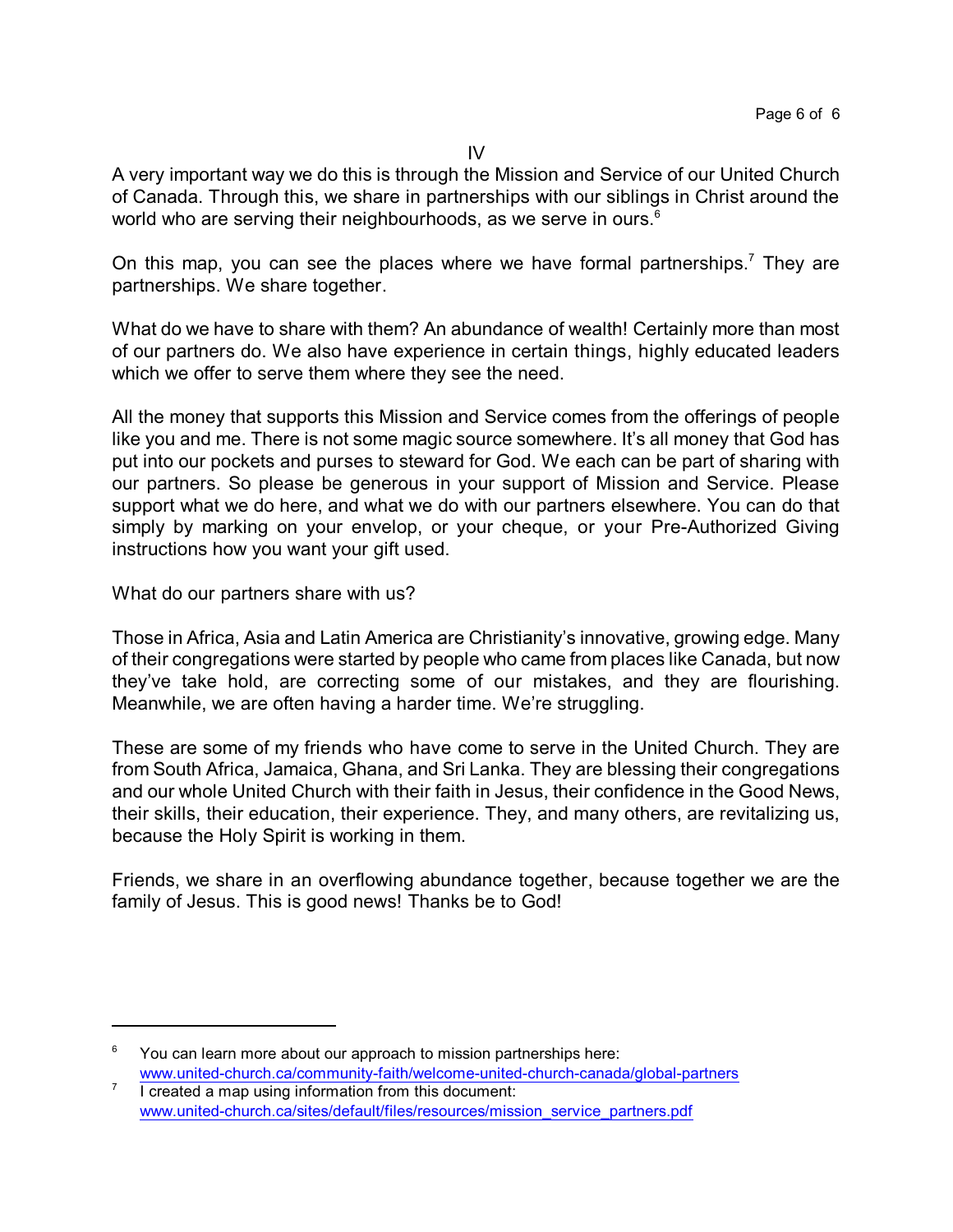IV

A very important way we do this is through the Mission and Service of our United Church of Canada. Through this, we share in partnerships with our siblings in Christ around the world who are serving their neighbourhoods, as we serve in ours.[6]

On this map, you can see the places where we have formal partnerships.[7] They are partnerships. We share together.

What do we have to share with them? An abundance of wealth! Certainly more than most of our partners do. We also have experience in certain things, highly educated leaders which we offer to serve them where they see the need.

All the money that supports this Mission and Service comes from the offerings of people like you and me. There is not some magic source somewhere. It's all money that God has put into our pockets and purses to steward for God. We each can be part of sharing with our partners. So please be generous in your support of Mission and Service. Please support what we do here, and what we do with our partners elsewhere. You can do that simply by marking on your envelop, or your cheque, or your Pre-Authorized Giving instructions how you want your gift used.

What do our partners share with us?

Those in Africa, Asia and Latin America are Christianity's innovative, growing edge. Many of their congregations were started by people who came from places like Canada, but now they've take hold, are correcting some of our mistakes, and they are flourishing. Meanwhile, we are often having a harder time. We're struggling.

These are some of my friends who have come to serve in the United Church. They are from South Africa, Jamaica, Ghana, and Sri Lanka. They are blessing their congregations and our whole United Church with their faith in Jesus, their confidence in the Good News, their skills, their education, their experience. They, and many others, are revitalizing us, because the Holy Spirit is working in them.

Friends, we share in an overflowing abundance together, because together we are the family of Jesus. This is good news! Thanks be to God!

---

[6] You can learn more about our approach to mission partnerships here: www.united-church.ca/community-faith/welcome-united-church-canada/global-partners

[7] I created a map using information from this document: www.united-church.ca/sites/default/files/resources/mission_service_partners.pdf